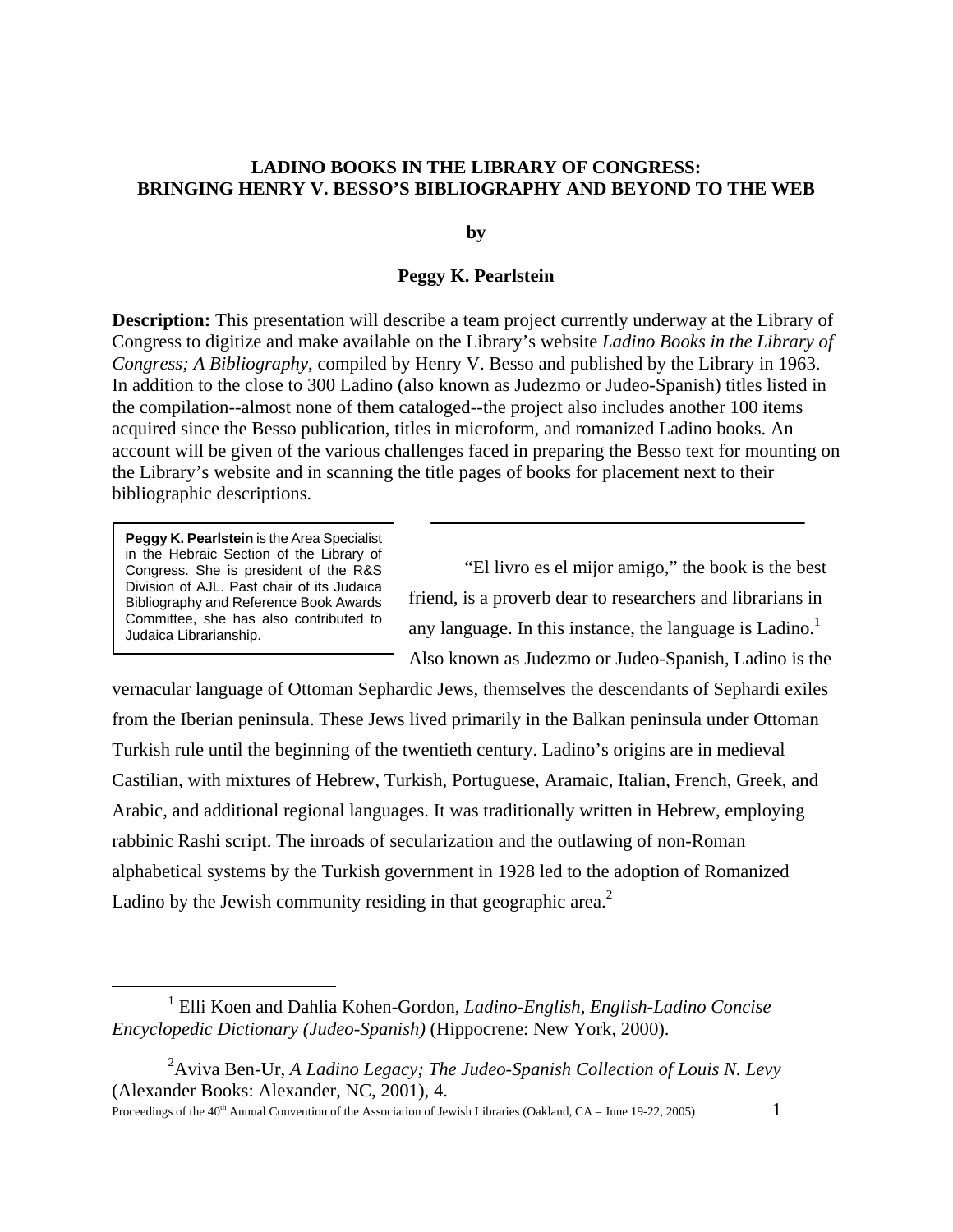# LADINO BOOKS IN THE LIBRARY OF CONGRESS: BRINGING HENRY V. BESSO'S BIBLIOGRAPHY AND BEYOND TO THE WEB

**by**

**Peggy K. Pearlstein**

**Description:** This presentation will describe a team project currently underway at the Library of Congress to digitize and make available on the Library's website *Ladino Books in the Library of Congress; A Bibliography*, compiled by Henry V. Besso and published by the Library in 1963. In addition to the close to 300 Ladino (also known as Judezmo or Judeo-Spanish) titles listed in the compilation--almost none of them cataloged--the project also includes another 100 items acquired since the Besso publication, titles in microform, and romanized Ladino books. An account will be given of the various challenges faced in preparing the Besso text for mounting on the Library's website and in scanning the title pages of books for placement next to their bibliographic descriptions.

---

**Peggy K. Pearlstein** is the Area Specialist in the Hebraic Section of the Library of Congress. She is president of the R&S Division of AJL. Past chair of its Judaica Bibliography and Reference Book Awards Committee, she has also contributed to Judaica Librarianship.

"El livro es el mijor amigo," the book is the best friend, is a proverb dear to researchers and librarians in any language. In this instance, the language is Ladino.[1] Also known as Judezmo or Judeo-Spanish, Ladino is the vernacular language of Ottoman Sephardic Jews, themselves the descendants of Sephardi exiles from the Iberian peninsula. These Jews lived primarily in the Balkan peninsula under Ottoman Turkish rule until the beginning of the twentieth century. Ladino's origins are in medieval Castilian, with mixtures of Hebrew, Turkish, Portuguese, Aramaic, Italian, French, Greek, and Arabic, and additional regional languages. It was traditionally written in Hebrew, employing rabbinic Rashi script. The inroads of secularization and the outlawing of non-Roman alphabetical systems by the Turkish government in 1928 led to the adoption of Romanized Ladino by the Jewish community residing in that geographic area.[2]

---

[1] Elli Koen and Dahlia Kohen-Gordon, *Ladino-English, English-Ladino Concise Encyclopedic Dictionary (Judeo-Spanish)* (Hippocrene: New York, 2000).

[2] Aviva Ben-Ur, *A Ladino Legacy; The Judeo-Spanish Collection of Louis N. Levy* (Alexander Books: Alexander, NC, 2001), 4.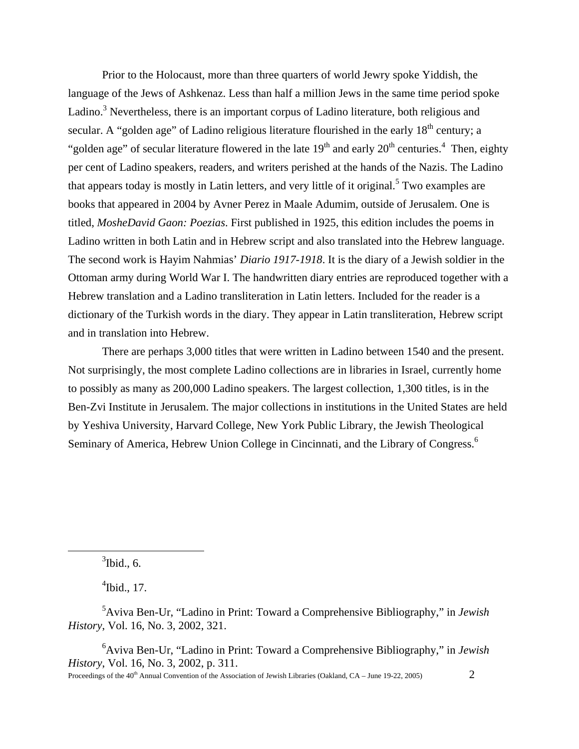Prior to the Holocaust, more than three quarters of world Jewry spoke Yiddish, the language of the Jews of Ashkenaz. Less than half a million Jews in the same time period spoke Ladino.[3] Nevertheless, there is an important corpus of Ladino literature, both religious and secular. A "golden age" of Ladino religious literature flourished in the early 18th century; a "golden age" of secular literature flowered in the late 19th and early 20th centuries.[4] Then, eighty per cent of Ladino speakers, readers, and writers perished at the hands of the Nazis. The Ladino that appears today is mostly in Latin letters, and very little of it original.[5] Two examples are books that appeared in 2004 by Avner Perez in Maale Adumim, outside of Jerusalem. One is titled, *MosheDavid Gaon: Poezias*. First published in 1925, this edition includes the poems in Ladino written in both Latin and in Hebrew script and also translated into the Hebrew language. The second work is Hayim Nahmias' *Diario 1917-1918*. It is the diary of a Jewish soldier in the Ottoman army during World War I. The handwritten diary entries are reproduced together with a Hebrew translation and a Ladino transliteration in Latin letters. Included for the reader is a dictionary of the Turkish words in the diary. They appear in Latin transliteration, Hebrew script and in translation into Hebrew.

There are perhaps 3,000 titles that were written in Ladino between 1540 and the present. Not surprisingly, the most complete Ladino collections are in libraries in Israel, currently home to possibly as many as 200,000 Ladino speakers. The largest collection, 1,300 titles, is in the Ben-Zvi Institute in Jerusalem. The major collections in institutions in the United States are held by Yeshiva University, Harvard College, New York Public Library, the Jewish Theological Seminary of America, Hebrew Union College in Cincinnati, and the Library of Congress.[6]

---

[3] Ibid., 6.

[4] Ibid., 17.

[5] Aviva Ben-Ur, "Ladino in Print: Toward a Comprehensive Bibliography," in *Jewish History*, Vol. 16, No. 3, 2002, 321.

[6] Aviva Ben-Ur, "Ladino in Print: Toward a Comprehensive Bibliography," in *Jewish History*, Vol. 16, No. 3, 2002, p. 311.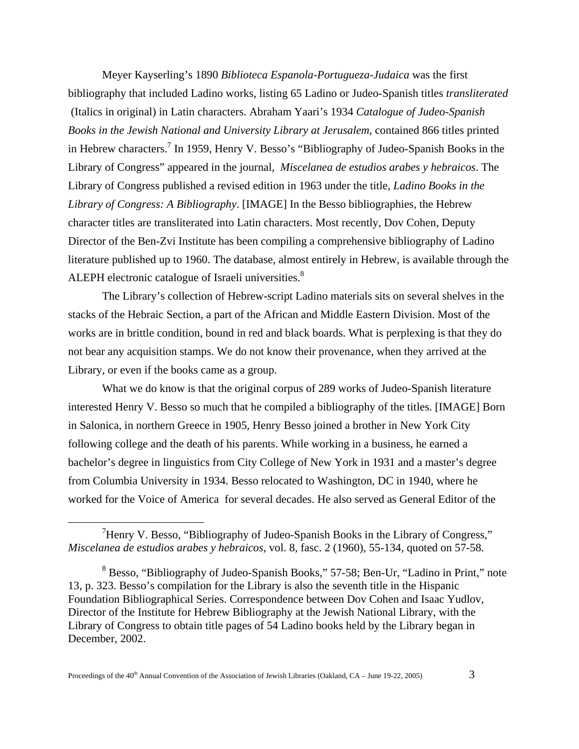Meyer Kayserling's 1890 *Biblioteca Espanola-Portugueza-Judaica* was the first bibliography that included Ladino works, listing 65 Ladino or Judeo-Spanish titles *transliterated* (Italics in original) in Latin characters. Abraham Yaari's 1934 *Catalogue of Judeo-Spanish Books in the Jewish National and University Library at Jerusalem*, contained 866 titles printed in Hebrew characters.[7] In 1959, Henry V. Besso's "Bibliography of Judeo-Spanish Books in the Library of Congress" appeared in the journal, *Miscelanea de estudios arabes y hebraicos*. The Library of Congress published a revised edition in 1963 under the title, *Ladino Books in the Library of Congress: A Bibliography*. [IMAGE] In the Besso bibliographies, the Hebrew character titles are transliterated into Latin characters. Most recently, Dov Cohen, Deputy Director of the Ben-Zvi Institute has been compiling a comprehensive bibliography of Ladino literature published up to 1960. The database, almost entirely in Hebrew, is available through the ALEPH electronic catalogue of Israeli universities.[8]

The Library's collection of Hebrew-script Ladino materials sits on several shelves in the stacks of the Hebraic Section, a part of the African and Middle Eastern Division. Most of the works are in brittle condition, bound in red and black boards. What is perplexing is that they do not bear any acquisition stamps. We do not know their provenance, when they arrived at the Library, or even if the books came as a group.

What we do know is that the original corpus of 289 works of Judeo-Spanish literature interested Henry V. Besso so much that he compiled a bibliography of the titles. [IMAGE] Born in Salonica, in northern Greece in 1905, Henry Besso joined a brother in New York City following college and the death of his parents. While working in a business, he earned a bachelor's degree in linguistics from City College of New York in 1931 and a master's degree from Columbia University in 1934. Besso relocated to Washington, DC in 1940, where he worked for the Voice of America for several decades. He also served as General Editor of the

---

[7] Henry V. Besso, "Bibliography of Judeo-Spanish Books in the Library of Congress," *Miscelanea de estudios arabes y hebraicos*, vol. 8, fasc. 2 (1960), 55-134, quoted on 57-58.

[8] Besso, "Bibliography of Judeo-Spanish Books," 57-58; Ben-Ur, "Ladino in Print," note 13, p. 323. Besso's compilation for the Library is also the seventh title in the Hispanic Foundation Bibliographical Series. Correspondence between Dov Cohen and Isaac Yudlov, Director of the Institute for Hebrew Bibliography at the Jewish National Library, with the Library of Congress to obtain title pages of 54 Ladino books held by the Library began in December, 2002.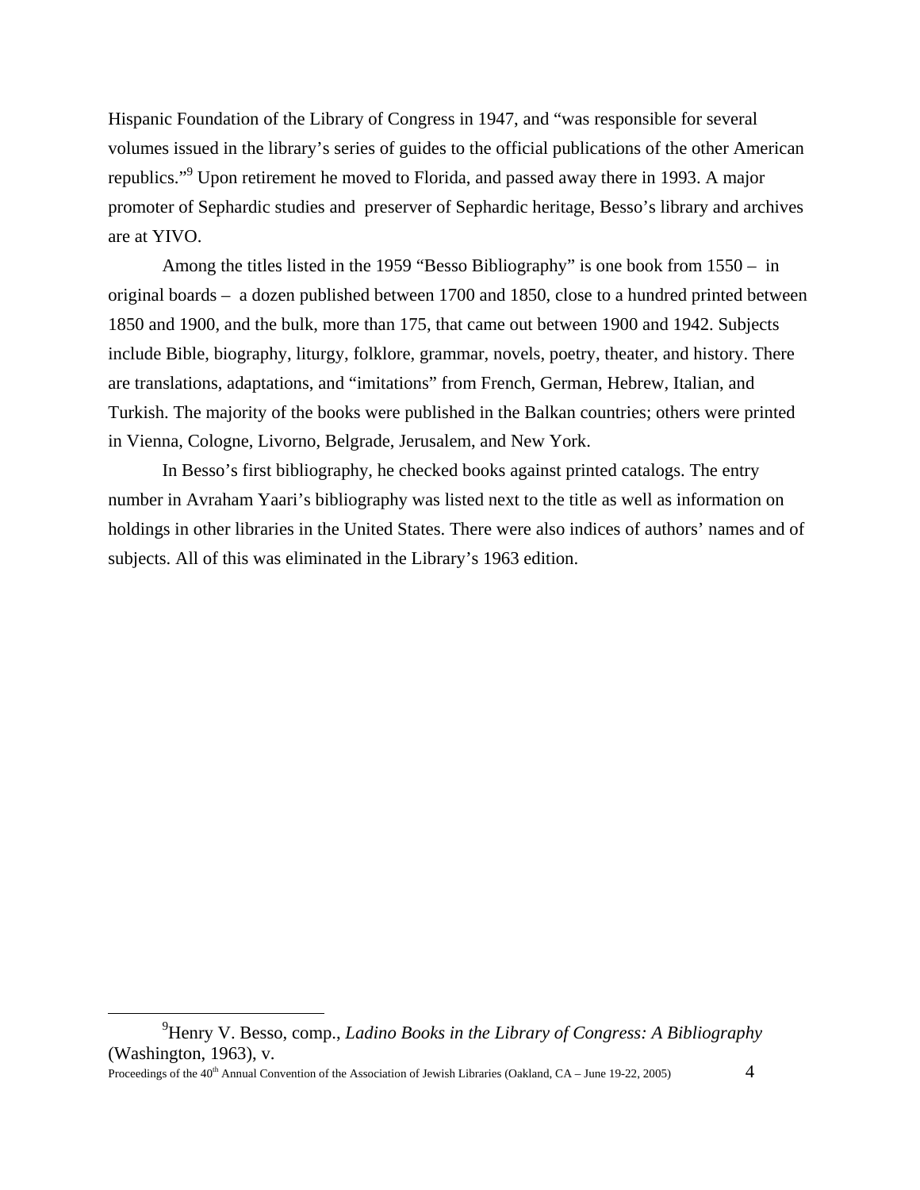Hispanic Foundation of the Library of Congress in 1947, and "was responsible for several volumes issued in the library's series of guides to the official publications of the other American republics."[9] Upon retirement he moved to Florida, and passed away there in 1993. A major promoter of Sephardic studies and preserver of Sephardic heritage, Besso's library and archives are at YIVO.

Among the titles listed in the 1959 "Besso Bibliography" is one book from 1550 – in original boards – a dozen published between 1700 and 1850, close to a hundred printed between 1850 and 1900, and the bulk, more than 175, that came out between 1900 and 1942. Subjects include Bible, biography, liturgy, folklore, grammar, novels, poetry, theater, and history. There are translations, adaptations, and "imitations" from French, German, Hebrew, Italian, and Turkish. The majority of the books were published in the Balkan countries; others were printed in Vienna, Cologne, Livorno, Belgrade, Jerusalem, and New York.

In Besso's first bibliography, he checked books against printed catalogs. The entry number in Avraham Yaari's bibliography was listed next to the title as well as information on holdings in other libraries in the United States. There were also indices of authors' names and of subjects. All of this was eliminated in the Library's 1963 edition.

---

[9] Henry V. Besso, comp., *Ladino Books in the Library of Congress: A Bibliography* (Washington, 1963), v.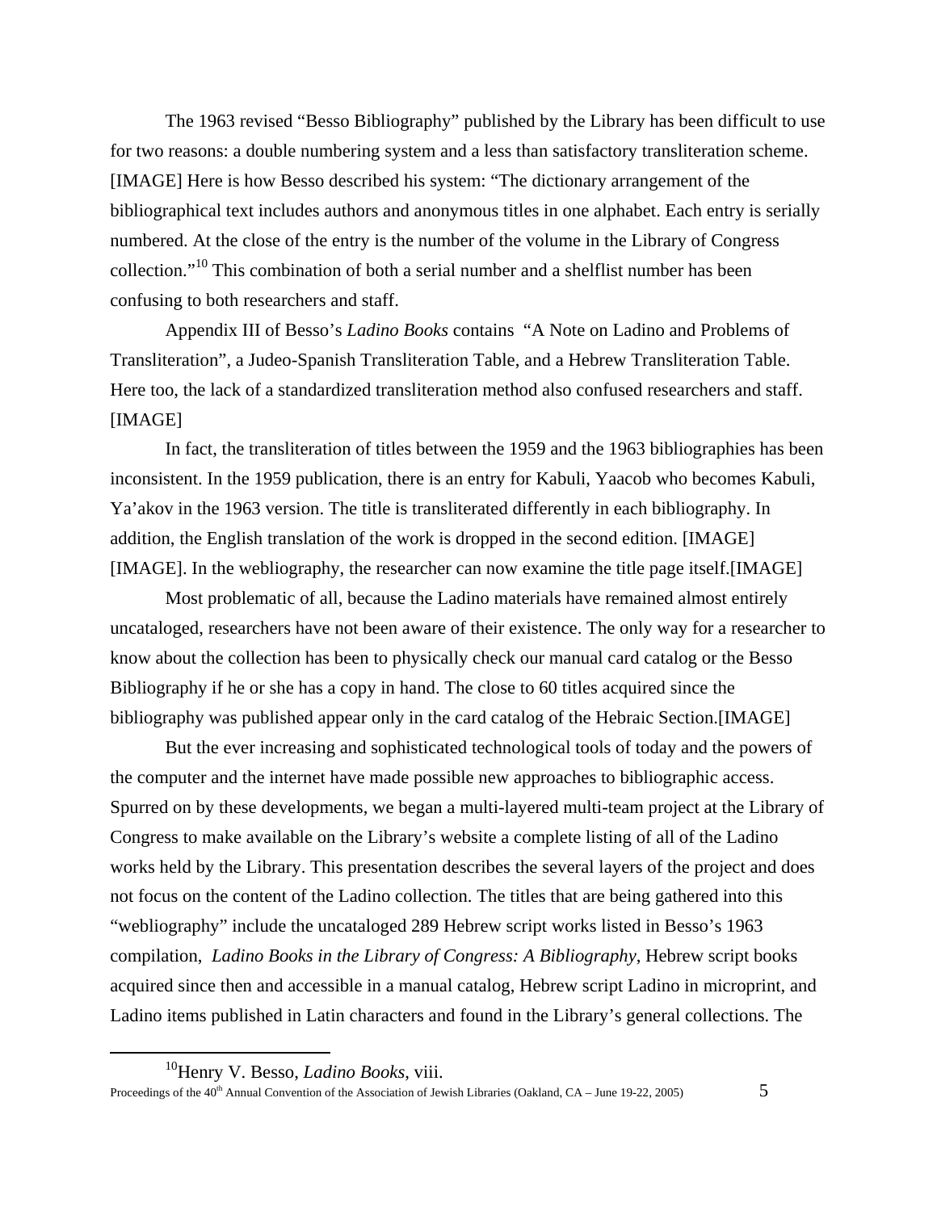The 1963 revised “Besso Bibliography” published by the Library has been difficult to use for two reasons: a double numbering system and a less than satisfactory transliteration scheme. [IMAGE] Here is how Besso described his system: “The dictionary arrangement of the bibliographical text includes authors and anonymous titles in one alphabet. Each entry is serially numbered. At the close of the entry is the number of the volume in the Library of Congress collection.”[10] This combination of both a serial number and a shelflist number has been confusing to both researchers and staff.

Appendix III of Besso’s *Ladino Books* contains “A Note on Ladino and Problems of Transliteration”, a Judeo-Spanish Transliteration Table, and a Hebrew Transliteration Table. Here too, the lack of a standardized transliteration method also confused researchers and staff. [IMAGE]

In fact, the transliteration of titles between the 1959 and the 1963 bibliographies has been inconsistent. In the 1959 publication, there is an entry for Kabuli, Yaacob who becomes Kabuli, Ya’akov in the 1963 version. The title is transliterated differently in each bibliography. In addition, the English translation of the work is dropped in the second edition. [IMAGE] [IMAGE]. In the webliography, the researcher can now examine the title page itself.[IMAGE]

Most problematic of all, because the Ladino materials have remained almost entirely uncataloged, researchers have not been aware of their existence. The only way for a researcher to know about the collection has been to physically check our manual card catalog or the Besso Bibliography if he or she has a copy in hand. The close to 60 titles acquired since the bibliography was published appear only in the card catalog of the Hebraic Section.[IMAGE]

But the ever increasing and sophisticated technological tools of today and the powers of the computer and the internet have made possible new approaches to bibliographic access. Spurred on by these developments, we began a multi-layered multi-team project at the Library of Congress to make available on the Library’s website a complete listing of all of the Ladino works held by the Library. This presentation describes the several layers of the project and does not focus on the content of the Ladino collection. The titles that are being gathered into this “webliography” include the uncataloged 289 Hebrew script works listed in Besso’s 1963 compilation, *Ladino Books in the Library of Congress: A Bibliography*, Hebrew script books acquired since then and accessible in a manual catalog, Hebrew script Ladino in microprint, and Ladino items published in Latin characters and found in the Library’s general collections. The

---

[10] Henry V. Besso, *Ladino Books*, viii.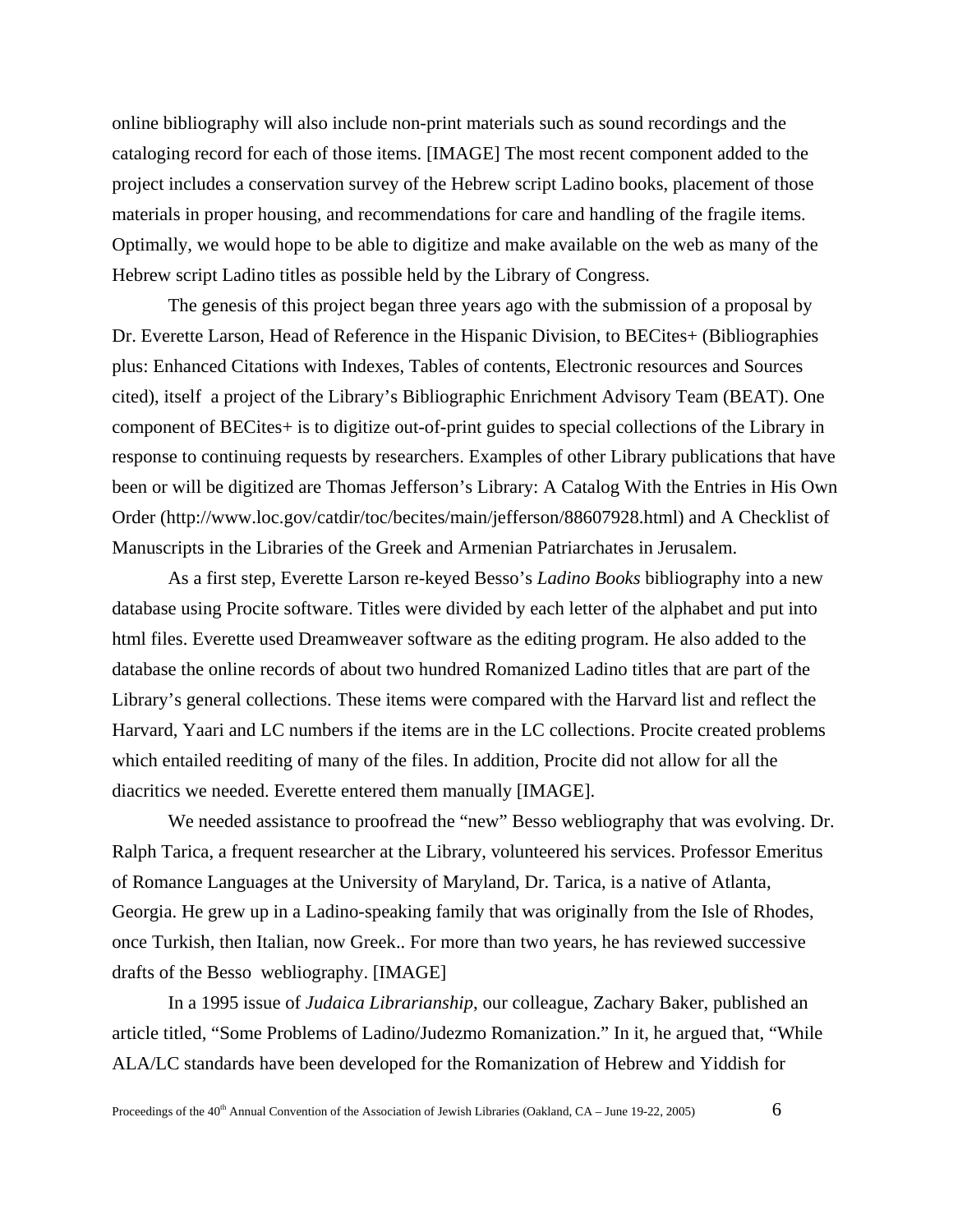online bibliography will also include non-print materials such as sound recordings and the cataloging record for each of those items. [IMAGE] The most recent component added to the project includes a conservation survey of the Hebrew script Ladino books, placement of those materials in proper housing, and recommendations for care and handling of the fragile items. Optimally, we would hope to be able to digitize and make available on the web as many of the Hebrew script Ladino titles as possible held by the Library of Congress.

The genesis of this project began three years ago with the submission of a proposal by Dr. Everette Larson, Head of Reference in the Hispanic Division, to BECites+ (Bibliographies plus: Enhanced Citations with Indexes, Tables of contents, Electronic resources and Sources cited), itself a project of the Library's Bibliographic Enrichment Advisory Team (BEAT). One component of BECites+ is to digitize out-of-print guides to special collections of the Library in response to continuing requests by researchers. Examples of other Library publications that have been or will be digitized are Thomas Jefferson's Library: A Catalog With the Entries in His Own Order (http://www.loc.gov/catdir/toc/becites/main/jefferson/88607928.html) and A Checklist of Manuscripts in the Libraries of the Greek and Armenian Patriarchates in Jerusalem.

As a first step, Everette Larson re-keyed Besso's *Ladino Books* bibliography into a new database using Procite software. Titles were divided by each letter of the alphabet and put into html files. Everette used Dreamweaver software as the editing program. He also added to the database the online records of about two hundred Romanized Ladino titles that are part of the Library's general collections. These items were compared with the Harvard list and reflect the Harvard, Yaari and LC numbers if the items are in the LC collections. Procite created problems which entailed reediting of many of the files. In addition, Procite did not allow for all the diacritics we needed. Everette entered them manually [IMAGE].

We needed assistance to proofread the "new" Besso webliography that was evolving. Dr. Ralph Tarica, a frequent researcher at the Library, volunteered his services. Professor Emeritus of Romance Languages at the University of Maryland, Dr. Tarica, is a native of Atlanta, Georgia. He grew up in a Ladino-speaking family that was originally from the Isle of Rhodes, once Turkish, then Italian, now Greek.. For more than two years, he has reviewed successive drafts of the Besso webliography. [IMAGE]

In a 1995 issue of *Judaica Librarianship*, our colleague, Zachary Baker, published an article titled, "Some Problems of Ladino/Judezmo Romanization." In it, he argued that, "While ALA/LC standards have been developed for the Romanization of Hebrew and Yiddish for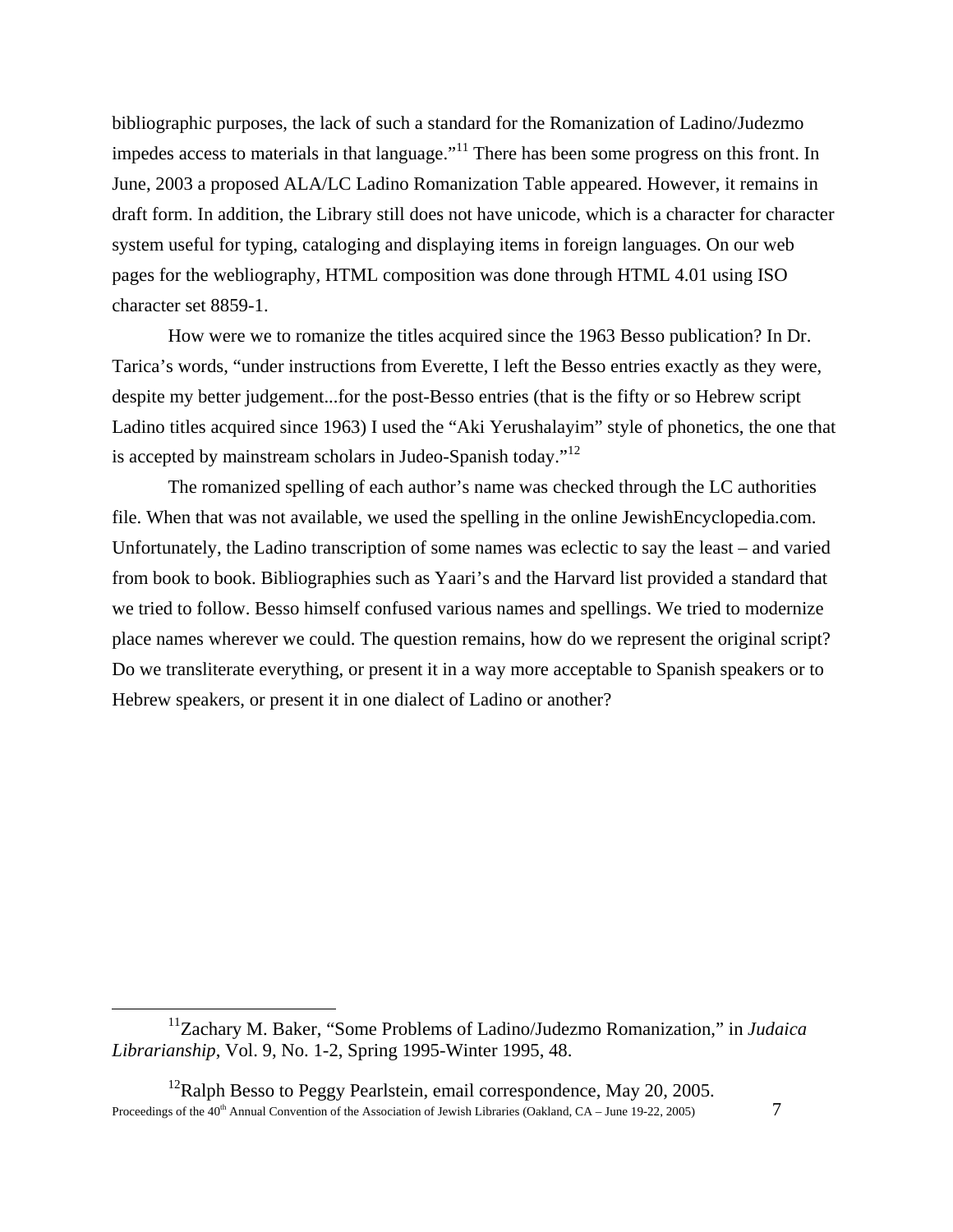bibliographic purposes, the lack of such a standard for the Romanization of Ladino/Judezmo impedes access to materials in that language."[11] There has been some progress on this front. In June, 2003 a proposed ALA/LC Ladino Romanization Table appeared. However, it remains in draft form. In addition, the Library still does not have unicode, which is a character for character system useful for typing, cataloging and displaying items in foreign languages. On our web pages for the webliography, HTML composition was done through HTML 4.01 using ISO character set 8859-1.

How were we to romanize the titles acquired since the 1963 Besso publication? In Dr. Tarica's words, "under instructions from Everette, I left the Besso entries exactly as they were, despite my better judgement...for the post-Besso entries (that is the fifty or so Hebrew script Ladino titles acquired since 1963) I used the "Aki Yerushalayim" style of phonetics, the one that is accepted by mainstream scholars in Judeo-Spanish today."[12]

The romanized spelling of each author's name was checked through the LC authorities file. When that was not available, we used the spelling in the online JewishEncyclopedia.com. Unfortunately, the Ladino transcription of some names was eclectic to say the least – and varied from book to book. Bibliographies such as Yaari's and the Harvard list provided a standard that we tried to follow. Besso himself confused various names and spellings. We tried to modernize place names wherever we could. The question remains, how do we represent the original script? Do we transliterate everything, or present it in a way more acceptable to Spanish speakers or to Hebrew speakers, or present it in one dialect of Ladino or another?

---

[11] Zachary M. Baker, "Some Problems of Ladino/Judezmo Romanization," in *Judaica Librarianship*, Vol. 9, No. 1-2, Spring 1995-Winter 1995, 48.

[12] Ralph Besso to Peggy Pearlstein, email correspondence, May 20, 2005.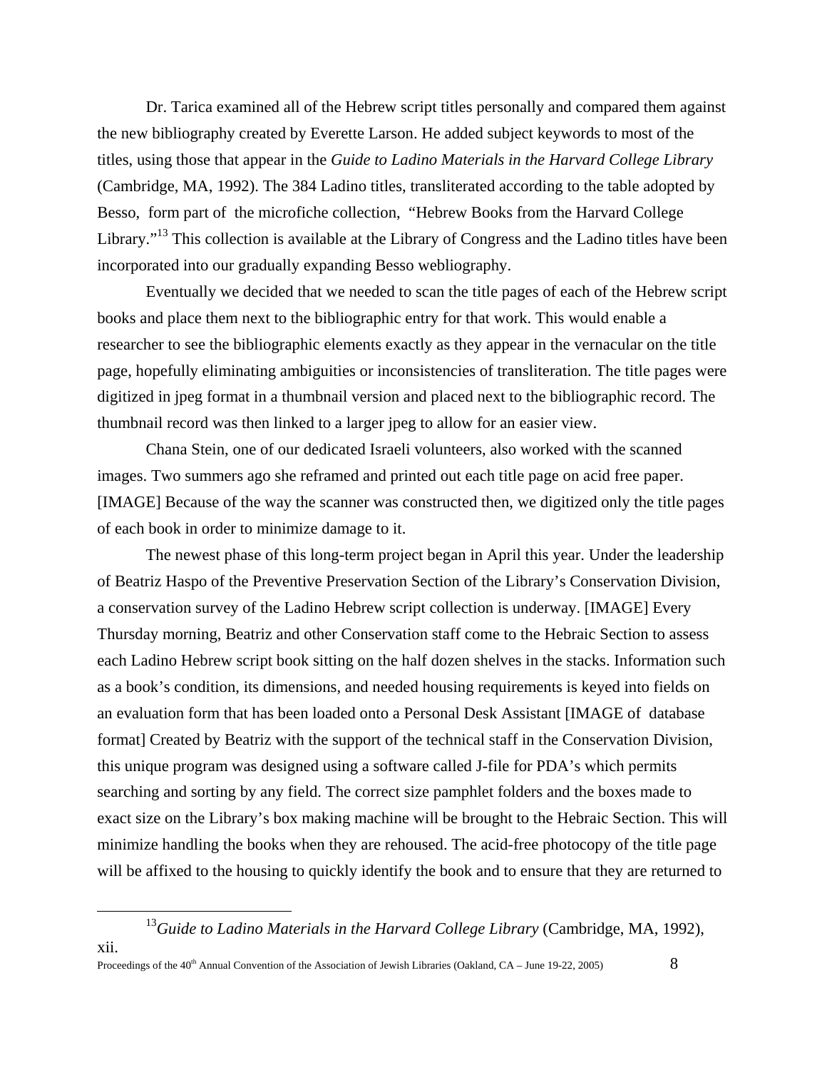Dr. Tarica examined all of the Hebrew script titles personally and compared them against the new bibliography created by Everette Larson. He added subject keywords to most of the titles, using those that appear in the *Guide to Ladino Materials in the Harvard College Library* (Cambridge, MA, 1992). The 384 Ladino titles, transliterated according to the table adopted by Besso, form part of the microfiche collection, "Hebrew Books from the Harvard College Library."[13] This collection is available at the Library of Congress and the Ladino titles have been incorporated into our gradually expanding Besso webliography.

Eventually we decided that we needed to scan the title pages of each of the Hebrew script books and place them next to the bibliographic entry for that work. This would enable a researcher to see the bibliographic elements exactly as they appear in the vernacular on the title page, hopefully eliminating ambiguities or inconsistencies of transliteration. The title pages were digitized in jpeg format in a thumbnail version and placed next to the bibliographic record. The thumbnail record was then linked to a larger jpeg to allow for an easier view.

Chana Stein, one of our dedicated Israeli volunteers, also worked with the scanned images. Two summers ago she reframed and printed out each title page on acid free paper. [IMAGE] Because of the way the scanner was constructed then, we digitized only the title pages of each book in order to minimize damage to it.

The newest phase of this long-term project began in April this year. Under the leadership of Beatriz Haspo of the Preventive Preservation Section of the Library's Conservation Division, a conservation survey of the Ladino Hebrew script collection is underway. [IMAGE] Every Thursday morning, Beatriz and other Conservation staff come to the Hebraic Section to assess each Ladino Hebrew script book sitting on the half dozen shelves in the stacks. Information such as a book's condition, its dimensions, and needed housing requirements is keyed into fields on an evaluation form that has been loaded onto a Personal Desk Assistant [IMAGE of database format] Created by Beatriz with the support of the technical staff in the Conservation Division, this unique program was designed using a software called J-file for PDA's which permits searching and sorting by any field. The correct size pamphlet folders and the boxes made to exact size on the Library's box making machine will be brought to the Hebraic Section. This will minimize handling the books when they are rehoused. The acid-free photocopy of the title page will be affixed to the housing to quickly identify the book and to ensure that they are returned to

---

[13] *Guide to Ladino Materials in the Harvard College Library* (Cambridge, MA, 1992), xii.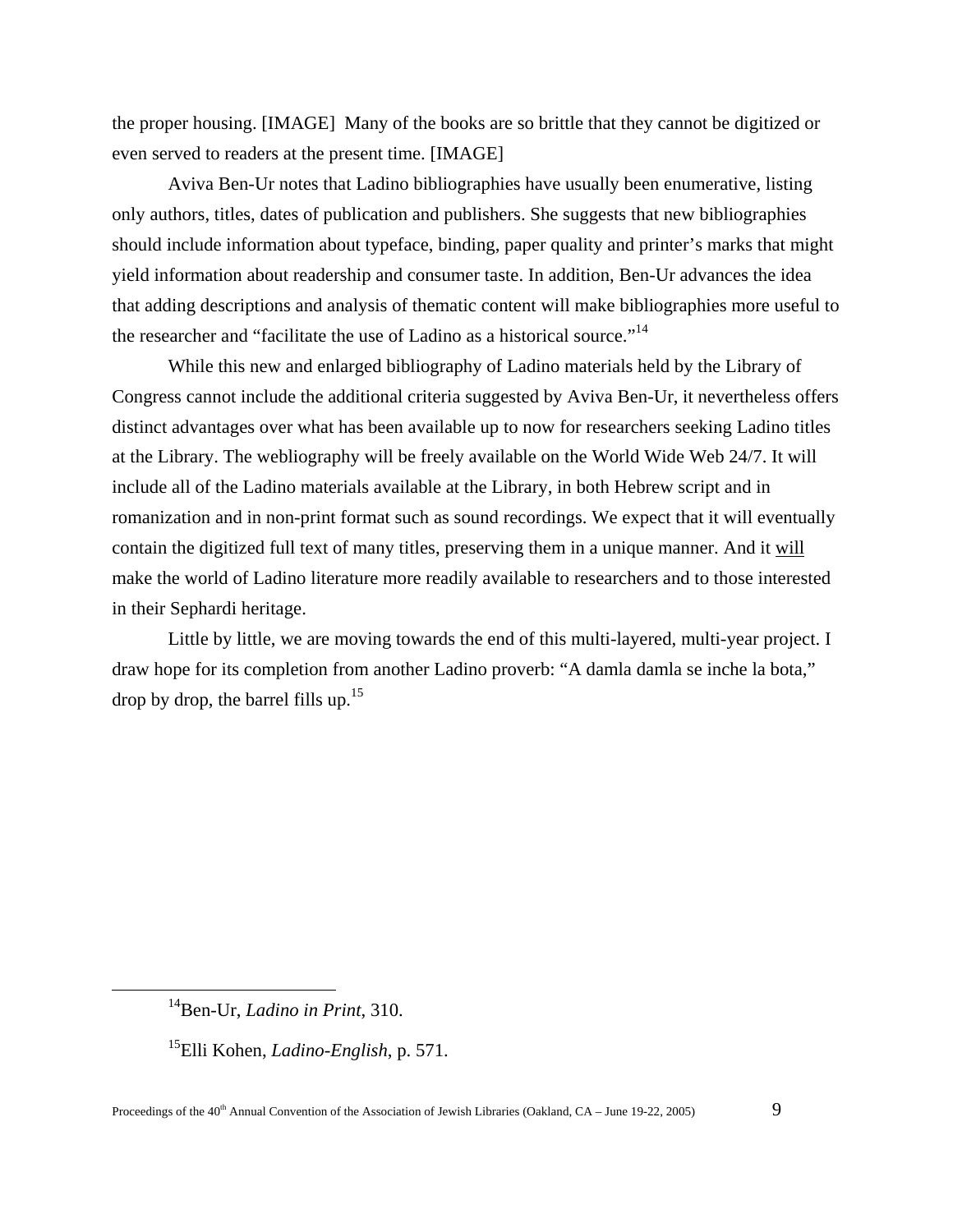the proper housing. [IMAGE] Many of the books are so brittle that they cannot be digitized or even served to readers at the present time. [IMAGE]

Aviva Ben-Ur notes that Ladino bibliographies have usually been enumerative, listing only authors, titles, dates of publication and publishers. She suggests that new bibliographies should include information about typeface, binding, paper quality and printer's marks that might yield information about readership and consumer taste. In addition, Ben-Ur advances the idea that adding descriptions and analysis of thematic content will make bibliographies more useful to the researcher and "facilitate the use of Ladino as a historical source."[14]

While this new and enlarged bibliography of Ladino materials held by the Library of Congress cannot include the additional criteria suggested by Aviva Ben-Ur, it nevertheless offers distinct advantages over what has been available up to now for researchers seeking Ladino titles at the Library. The webliography will be freely available on the World Wide Web 24/7. It will include all of the Ladino materials available at the Library, in both Hebrew script and in romanization and in non-print format such as sound recordings. We expect that it will eventually contain the digitized full text of many titles, preserving them in a unique manner. And it <u>will</u> make the world of Ladino literature more readily available to researchers and to those interested in their Sephardi heritage.

Little by little, we are moving towards the end of this multi-layered, multi-year project. I draw hope for its completion from another Ladino proverb: "A damla damla se inche la bota," drop by drop, the barrel fills up.[15]

---

[14] Ben-Ur, *Ladino in Print*, 310.

[15] Elli Kohen, *Ladino-English*, p. 571.